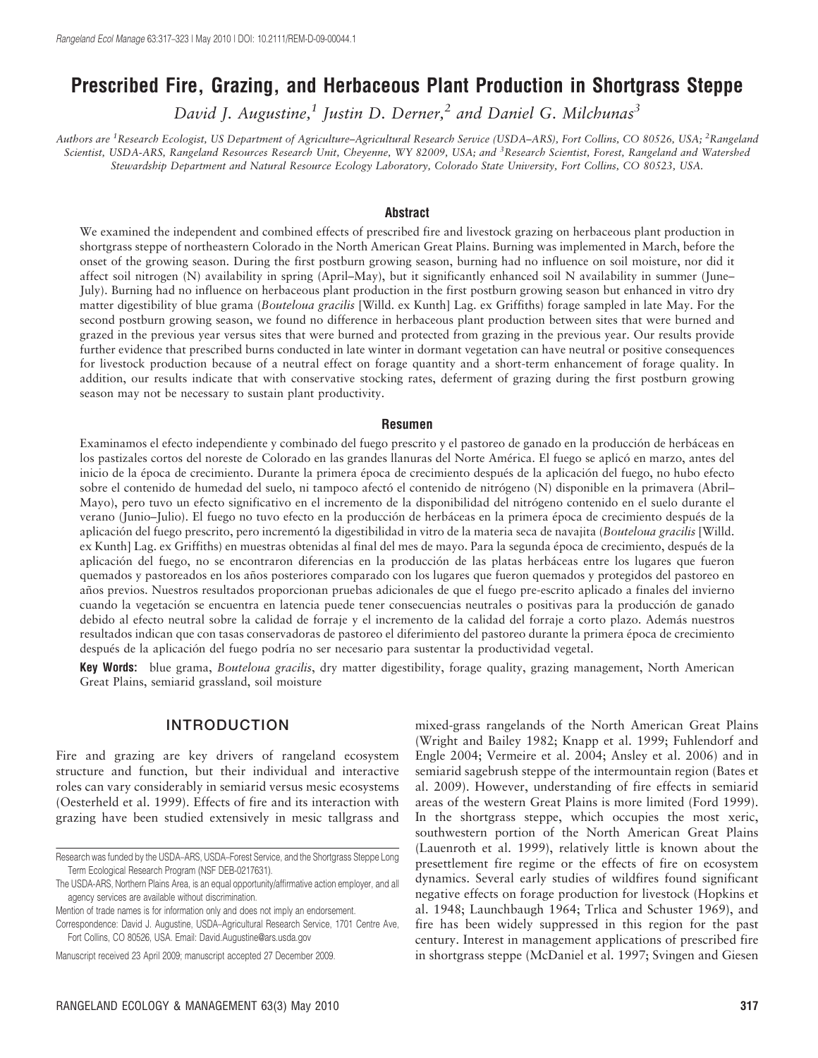# Prescribed Fire, Grazing, and Herbaceous Plant Production in Shortgrass Steppe

*David J. Augustine,*[1] *Justin D. Derner,*[2] *and Daniel G. Milchunas*[3]

*Authors are* [1]*Research Ecologist, US Department of Agriculture–Agricultural Research Service (USDA–ARS), Fort Collins, CO 80526, USA;* [2]*Rangeland Scientist, USDA-ARS, Rangeland Resources Research Unit, Cheyenne, WY 82009, USA; and* [3]*Research Scientist, Forest, Rangeland and Watershed Stewardship Department and Natural Resource Ecology Laboratory, Colorado State University, Fort Collins, CO 80523, USA.*

## Abstract

We examined the independent and combined effects of prescribed fire and livestock grazing on herbaceous plant production in shortgrass steppe of northeastern Colorado in the North American Great Plains. Burning was implemented in March, before the onset of the growing season. During the first postburn growing season, burning had no influence on soil moisture, nor did it affect soil nitrogen (N) availability in spring (April–May), but it significantly enhanced soil N availability in summer (June–July). Burning had no influence on herbaceous plant production in the first postburn growing season but enhanced in vitro dry matter digestibility of blue grama (*Bouteloua gracilis* [Willd. ex Kunth] Lag. ex Griffiths) forage sampled in late May. For the second postburn growing season, we found no difference in herbaceous plant production between sites that were burned and grazed in the previous year versus sites that were burned and protected from grazing in the previous year. Our results provide further evidence that prescribed burns conducted in late winter in dormant vegetation can have neutral or positive consequences for livestock production because of a neutral effect on forage quantity and a short-term enhancement of forage quality. In addition, our results indicate that with conservative stocking rates, deferment of grazing during the first postburn growing season may not be necessary to sustain plant productivity.

## Resumen

Examinamos el efecto independiente y combinado del fuego prescrito y el pastoreo de ganado en la producción de herbáceas en los pastizales cortos del noreste de Colorado en las grandes llanuras del Norte América. El fuego se aplicó en marzo, antes del inicio de la época de crecimiento. Durante la primera época de crecimiento después de la aplicación del fuego, no hubo efecto sobre el contenido de humedad del suelo, ni tampoco afectó el contenido de nitrógeno (N) disponible en la primavera (Abril–Mayo), pero tuvo un efecto significativo en el incremento de la disponibilidad del nitrógeno contenido en el suelo durante el verano (Junio–Julio). El fuego no tuvo efecto en la producción de herbáceas en la primera época de crecimiento después de la aplicación del fuego prescrito, pero incrementó la digestibilidad in vitro de la materia seca de navajita (*Bouteloua gracilis* [Willd. ex Kunth] Lag. ex Griffiths) en muestras obtenidas al final del mes de mayo. Para la segunda época de crecimiento, después de la aplicación del fuego, no se encontraron diferencias en la producción de las platas herbáceas entre los lugares que fueron quemados y pastoreados en los años posteriores comparado con los lugares que fueron quemados y protegidos del pastoreo en años previos. Nuestros resultados proporcionan pruebas adicionales de que el fuego pre-escrito aplicado a finales del invierno cuando la vegetación se encuentra en latencia puede tener consecuencias neutrales o positivas para la producción de ganado debido al efecto neutral sobre la calidad de forraje y el incremento de la calidad del forraje a corto plazo. Además nuestros resultados indican que con tasas conservadoras de pastoreo el diferimiento del pastoreo durante la primera época de crecimiento después de la aplicación del fuego podría no ser necesario para sustentar la productividad vegetal.

**Key Words:** blue grama, *Bouteloua gracilis*, dry matter digestibility, forage quality, grazing management, North American Great Plains, semiarid grassland, soil moisture

## INTRODUCTION

Fire and grazing are key drivers of rangeland ecosystem structure and function, but their individual and interactive roles can vary considerably in semiarid versus mesic ecosystems (Oesterheld et al. 1999). Effects of fire and its interaction with grazing have been studied extensively in mesic tallgrass and mixed-grass rangelands of the North American Great Plains (Wright and Bailey 1982; Knapp et al. 1999; Fuhlendorf and Engle 2004; Vermeire et al. 2004; Ansley et al. 2006) and in semiarid sagebrush steppe of the intermountain region (Bates et al. 2009). However, understanding of fire effects in semiarid areas of the western Great Plains is more limited (Ford 1999). In the shortgrass steppe, which occupies the most xeric, southwestern portion of the North American Great Plains (Lauenroth et al. 1999), relatively little is known about the presettlement fire regime or the effects of fire on ecosystem dynamics. Several early studies of wildfires found significant negative effects on forage production for livestock (Hopkins et al. 1948; Launchbaugh 1964; Trlica and Schuster 1969), and fire has been widely suppressed in this region for the past century. Interest in management applications of prescribed fire in shortgrass steppe (McDaniel et al. 1997; Svingen and Giesen

---

Research was funded by the USDA–ARS, USDA–Forest Service, and the Shortgrass Steppe Long Term Ecological Research Program (NSF DEB-0217631).

The USDA-ARS, Northern Plains Area, is an equal opportunity/affirmative action employer, and all agency services are available without discrimination.

Mention of trade names is for information only and does not imply an endorsement.

Correspondence: David J. Augustine, USDA–Agricultural Research Service, 1701 Centre Ave, Fort Collins, CO 80526, USA. Email: David.Augustine@ars.usda.gov

Manuscript received 23 April 2009; manuscript accepted 27 December 2009.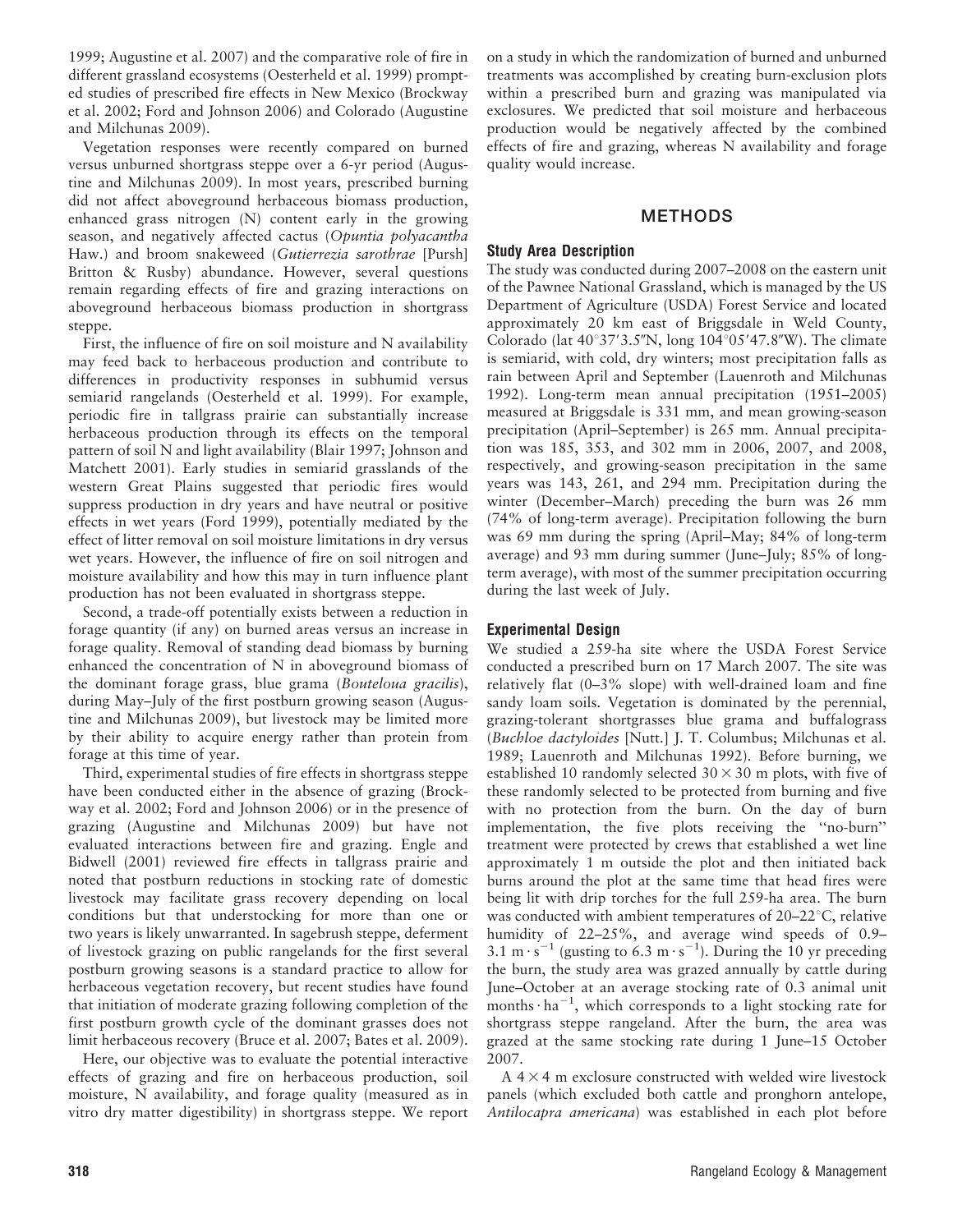1999; Augustine et al. 2007) and the comparative role of fire in different grassland ecosystems (Oesterheld et al. 1999) prompted studies of prescribed fire effects in New Mexico (Brockway et al. 2002; Ford and Johnson 2006) and Colorado (Augustine and Milchunas 2009).

Vegetation responses were recently compared on burned versus unburned shortgrass steppe over a 6-yr period (Augustine and Milchunas 2009). In most years, prescribed burning did not affect aboveground herbaceous biomass production, enhanced grass nitrogen (N) content early in the growing season, and negatively affected cactus (*Opuntia polyacantha* Haw.) and broom snakeweed (*Gutierrezia sarothrae* [Pursh] Britton & Rusby) abundance. However, several questions remain regarding effects of fire and grazing interactions on aboveground herbaceous biomass production in shortgrass steppe.

First, the influence of fire on soil moisture and N availability may feed back to herbaceous production and contribute to differences in productivity responses in subhumid versus semiarid rangelands (Oesterheld et al. 1999). For example, periodic fire in tallgrass prairie can substantially increase herbaceous production through its effects on the temporal pattern of soil N and light availability (Blair 1997; Johnson and Matchett 2001). Early studies in semiarid grasslands of the western Great Plains suggested that periodic fires would suppress production in dry years and have neutral or positive effects in wet years (Ford 1999), potentially mediated by the effect of litter removal on soil moisture limitations in dry versus wet years. However, the influence of fire on soil nitrogen and moisture availability and how this may in turn influence plant production has not been evaluated in shortgrass steppe.

Second, a trade-off potentially exists between a reduction in forage quantity (if any) on burned areas versus an increase in forage quality. Removal of standing dead biomass by burning enhanced the concentration of N in aboveground biomass of the dominant forage grass, blue grama (*Bouteloua gracilis*), during May–July of the first postburn growing season (Augustine and Milchunas 2009), but livestock may be limited more by their ability to acquire energy rather than protein from forage at this time of year.

Third, experimental studies of fire effects in shortgrass steppe have been conducted either in the absence of grazing (Brockway et al. 2002; Ford and Johnson 2006) or in the presence of grazing (Augustine and Milchunas 2009) but have not evaluated interactions between fire and grazing. Engle and Bidwell (2001) reviewed fire effects in tallgrass prairie and noted that postburn reductions in stocking rate of domestic livestock may facilitate grass recovery depending on local conditions but that understocking for more than one or two years is likely unwarranted. In sagebrush steppe, deferment of livestock grazing on public rangelands for the first several postburn growing seasons is a standard practice to allow for herbaceous vegetation recovery, but recent studies have found that initiation of moderate grazing following completion of the first postburn growth cycle of the dominant grasses does not limit herbaceous recovery (Bruce et al. 2007; Bates et al. 2009).

Here, our objective was to evaluate the potential interactive effects of grazing and fire on herbaceous production, soil moisture, N availability, and forage quality (measured as in vitro dry matter digestibility) in shortgrass steppe. We report on a study in which the randomization of burned and unburned treatments was accomplished by creating burn-exclusion plots within a prescribed burn and grazing was manipulated via exclosures. We predicted that soil moisture and herbaceous production would be negatively affected by the combined effects of fire and grazing, whereas N availability and forage quality would increase.

## METHODS

### Study Area Description

The study was conducted during 2007–2008 on the eastern unit of the Pawnee National Grassland, which is managed by the US Department of Agriculture (USDA) Forest Service and located approximately 20 km east of Briggsdale in Weld County, Colorado (lat 40°37′3.5″N, long 104°05′47.8″W). The climate is semiarid, with cold, dry winters; most precipitation falls as rain between April and September (Lauenroth and Milchunas 1992). Long-term mean annual precipitation (1951–2005) measured at Briggsdale is 331 mm, and mean growing-season precipitation (April–September) is 265 mm. Annual precipitation was 185, 353, and 302 mm in 2006, 2007, and 2008, respectively, and growing-season precipitation in the same years was 143, 261, and 294 mm. Precipitation during the winter (December–March) preceding the burn was 26 mm (74% of long-term average). Precipitation following the burn was 69 mm during the spring (April–May; 84% of long-term average) and 93 mm during summer (June–July; 85% of long-term average), with most of the summer precipitation occurring during the last week of July.

### Experimental Design

We studied a 259-ha site where the USDA Forest Service conducted a prescribed burn on 17 March 2007. The site was relatively flat (0–3% slope) with well-drained loam and fine sandy loam soils. Vegetation is dominated by the perennial, grazing-tolerant shortgrasses blue grama and buffalograss (*Buchloe dactyloides* [Nutt.] J. T. Columbus; Milchunas et al. 1989; Lauenroth and Milchunas 1992). Before burning, we established 10 randomly selected $30 \times 30$ m plots, with five of these randomly selected to be protected from burning and five with no protection from the burn. On the day of burn implementation, the five plots receiving the "no-burn" treatment were protected by crews that established a wet line approximately 1 m outside the plot and then initiated back burns around the plot at the same time that head fires were being lit with drip torches for the full 259-ha area. The burn was conducted with ambient temperatures of 20–22°C, relative humidity of 22–25%, and average wind speeds of 0.9–3.1 $m \cdot s^{-1}$ (gusting to 6.3 $m \cdot s^{-1}$). During the 10 yr preceding the burn, the study area was grazed annually by cattle during June–October at an average stocking rate of 0.3 animal unit $months \cdot ha^{-1}$, which corresponds to a light stocking rate for shortgrass steppe rangeland. After the burn, the area was grazed at the same stocking rate during 1 June–15 October 2007.

A $4 \times 4$ m exclosure constructed with welded wire livestock panels (which excluded both cattle and pronghorn antelope, *Antilocapra americana*) was established in each plot before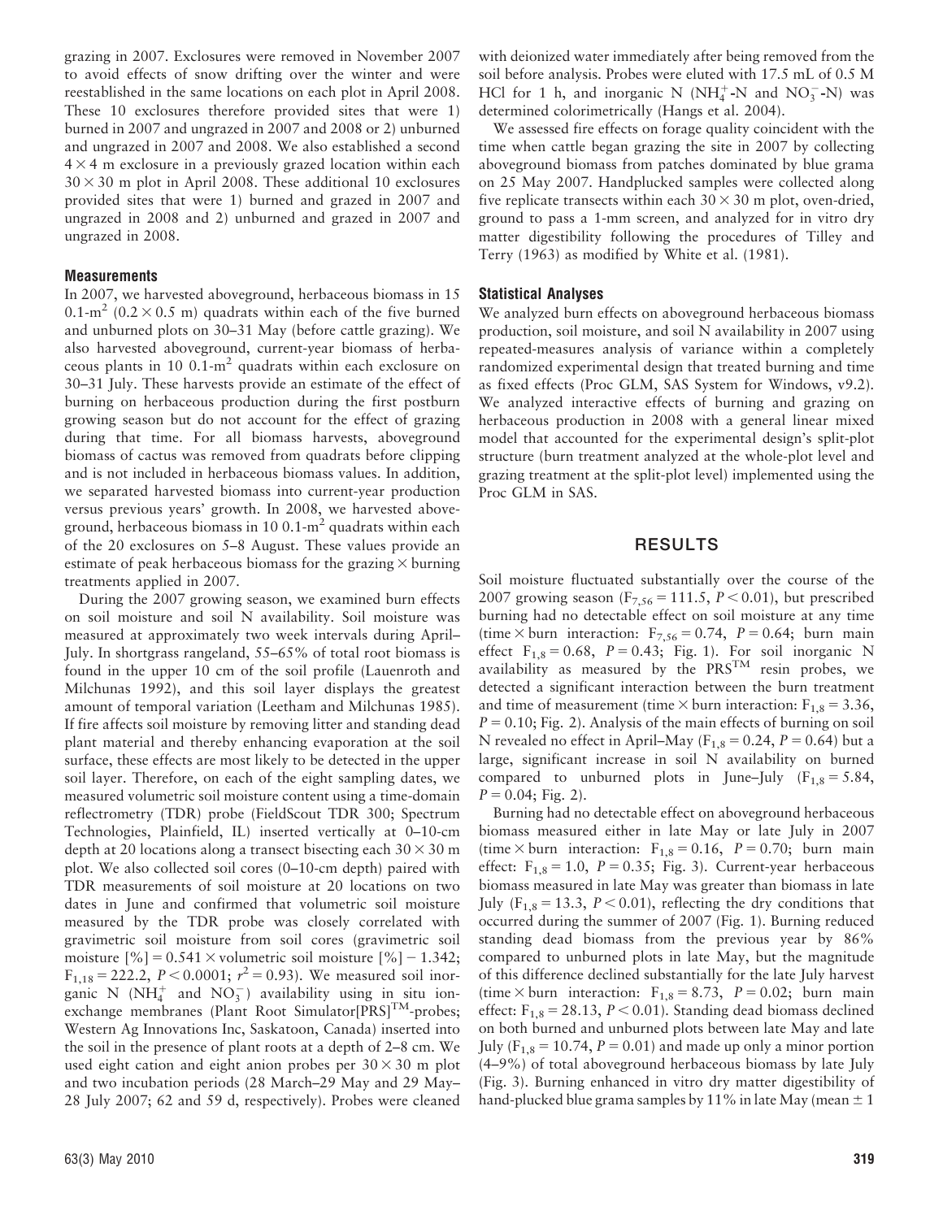grazing in 2007. Exclosures were removed in November 2007 to avoid effects of snow drifting over the winter and were reestablished in the same locations on each plot in April 2008. These 10 exclosures therefore provided sites that were 1) burned in 2007 and ungrazed in 2007 and 2008 or 2) unburned and ungrazed in 2007 and 2008. We also established a second $4 \times 4$ m exclosure in a previously grazed location within each $30 \times 30$ m plot in April 2008. These additional 10 exclosures provided sites that were 1) burned and grazed in 2007 and ungrazed in 2008 and 2) unburned and grazed in 2007 and ungrazed in 2008.

### Measurements

In 2007, we harvested aboveground, herbaceous biomass in 15 $0.1\text{-m}^2$ ($0.2 \times 0.5$ m) quadrats within each of the five burned and unburned plots on 30–31 May (before cattle grazing). We also harvested aboveground, current-year biomass of herbaceous plants in 10 $0.1\text{-m}^2$ quadrats within each exclosure on 30–31 July. These harvests provide an estimate of the effect of burning on herbaceous production during the first postburn growing season but do not account for the effect of grazing during that time. For all biomass harvests, aboveground biomass of cactus was removed from quadrats before clipping and is not included in herbaceous biomass values. In addition, we separated harvested biomass into current-year production versus previous years' growth. In 2008, we harvested aboveground, herbaceous biomass in 10 $0.1\text{-m}^2$ quadrats within each of the 20 exclosures on 5–8 August. These values provide an estimate of peak herbaceous biomass for the grazing $\times$ burning treatments applied in 2007.

During the 2007 growing season, we examined burn effects on soil moisture and soil N availability. Soil moisture was measured at approximately two week intervals during April–July. In shortgrass rangeland, 55–65% of total root biomass is found in the upper 10 cm of the soil profile (Lauenroth and Milchunas 1992), and this soil layer displays the greatest amount of temporal variation (Leetham and Milchunas 1985). If fire affects soil moisture by removing litter and standing dead plant material and thereby enhancing evaporation at the soil surface, these effects are most likely to be detected in the upper soil layer. Therefore, on each of the eight sampling dates, we measured volumetric soil moisture content using a time-domain reflectrometry (TDR) probe (FieldScout TDR 300; Spectrum Technologies, Plainfield, IL) inserted vertically at 0–10-cm depth at 20 locations along a transect bisecting each $30 \times 30$ m plot. We also collected soil cores (0–10-cm depth) paired with TDR measurements of soil moisture at 20 locations on two dates in June and confirmed that volumetric soil moisture measured by the TDR probe was closely correlated with gravimetric soil moisture from soil cores (gravimetric soil moisture [%] $= 0.541 \times$ volumetric soil moisture [%] $- 1.342$; $F_{1,18} = 222.2$, $P < 0.0001$; $r^2 = 0.93$). We measured soil inorganic N ($NH_4^+$ and $NO_3^-$) availability using in situ ion-exchange membranes (Plant Root Simulator[PRS]™-probes; Western Ag Innovations Inc, Saskatoon, Canada) inserted into the soil in the presence of plant roots at a depth of 2–8 cm. We used eight cation and eight anion probes per $30 \times 30$ m plot and two incubation periods (28 March–29 May and 29 May–28 July 2007; 62 and 59 d, respectively). Probes were cleaned with deionized water immediately after being removed from the soil before analysis. Probes were eluted with 17.5 mL of 0.5 M HCl for 1 h, and inorganic N ($NH_4^+$-N and $NO_3^-$-N) was determined colorimetrically (Hangs et al. 2004).

We assessed fire effects on forage quality coincident with the time when cattle began grazing the site in 2007 by collecting aboveground biomass from patches dominated by blue grama on 25 May 2007. Handplucked samples were collected along five replicate transects within each $30 \times 30$ m plot, oven-dried, ground to pass a 1-mm screen, and analyzed for in vitro dry matter digestibility following the procedures of Tilley and Terry (1963) as modified by White et al. (1981).

### Statistical Analyses

We analyzed burn effects on aboveground herbaceous biomass production, soil moisture, and soil N availability in 2007 using repeated-measures analysis of variance within a completely randomized experimental design that treated burning and time as fixed effects (Proc GLM, SAS System for Windows, v9.2). We analyzed interactive effects of burning and grazing on herbaceous production in 2008 with a general linear mixed model that accounted for the experimental design's split-plot structure (burn treatment analyzed at the whole-plot level and grazing treatment at the split-plot level) implemented using the Proc GLM in SAS.

## RESULTS

Soil moisture fluctuated substantially over the course of the 2007 growing season ($F_{7,56} = 111.5$, $P < 0.01$), but prescribed burning had no detectable effect on soil moisture at any time (time $\times$ burn interaction: $F_{7,56} = 0.74$, $P = 0.64$; burn main effect $F_{1,8} = 0.68$, $P = 0.43$; Fig. 1). For soil inorganic N availability as measured by the PRS™ resin probes, we detected a significant interaction between the burn treatment and time of measurement (time $\times$ burn interaction: $F_{1,8} = 3.36$, $P = 0.10$; Fig. 2). Analysis of the main effects of burning on soil N revealed no effect in April–May ($F_{1,8} = 0.24$, $P = 0.64$) but a large, significant increase in soil N availability on burned compared to unburned plots in June–July ($F_{1,8} = 5.84$, $P = 0.04$; Fig. 2).

Burning had no detectable effect on aboveground herbaceous biomass measured either in late May or late July in 2007 (time $\times$ burn interaction: $F_{1,8} = 0.16$, $P = 0.70$; burn main effect: $F_{1,8} = 1.0$, $P = 0.35$; Fig. 3). Current-year herbaceous biomass measured in late May was greater than biomass in late July ($F_{1,8} = 13.3$, $P < 0.01$), reflecting the dry conditions that occurred during the summer of 2007 (Fig. 1). Burning reduced standing dead biomass from the previous year by 86% compared to unburned plots in late May, but the magnitude of this difference declined substantially for the late July harvest (time $\times$ burn interaction: $F_{1,8} = 8.73$, $P = 0.02$; burn main effect: $F_{1,8} = 28.13$, $P < 0.01$). Standing dead biomass declined on both burned and unburned plots between late May and late July ($F_{1,8} = 10.74$, $P = 0.01$) and made up only a minor portion (4–9%) of total aboveground herbaceous biomass by late July (Fig. 3). Burning enhanced in vitro dry matter digestibility of hand-plucked blue grama samples by 11% in late May (mean $\pm$ 1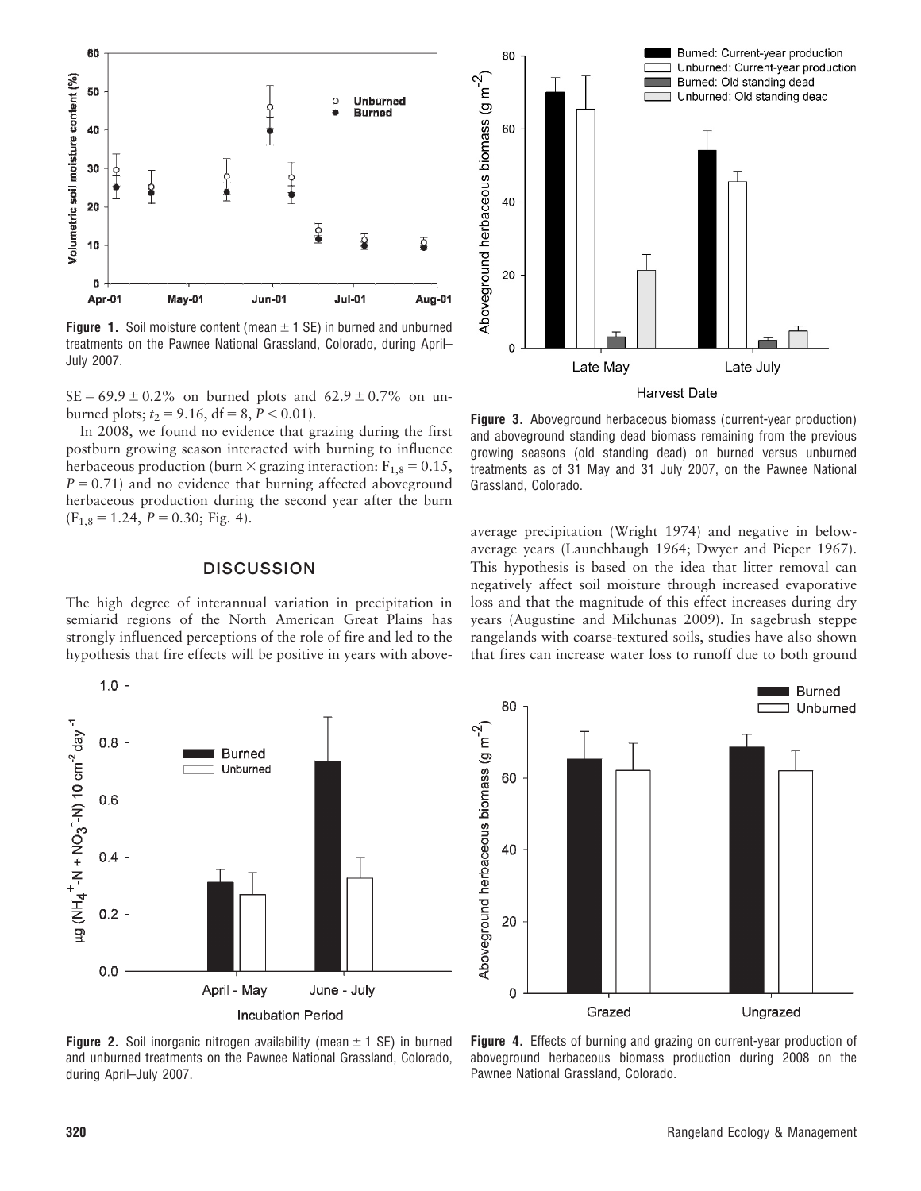**Figure 1.** Soil moisture content (mean ± 1 SE) in burned and unburned treatments on the Pawnee National Grassland, Colorado, during April–July 2007.

SE = 69.9 ± 0.2% on burned plots and 62.9 ± 0.7% on unburned plots; $t_2 = 9.16$, df = 8, $P < 0.01$).

In 2008, we found no evidence that grazing during the first postburn growing season interacted with burning to influence herbaceous production (burn × grazing interaction: $F_{1,8} = 0.15$, $P = 0.71$) and no evidence that burning affected aboveground herbaceous production during the second year after the burn ($F_{1,8} = 1.24$, $P = 0.30$; Fig. 4).

## DISCUSSION

The high degree of interannual variation in precipitation in semiarid regions of the North American Great Plains has strongly influenced perceptions of the role of fire and led to the hypothesis that fire effects will be positive in years with above-average precipitation (Wright 1974) and negative in below-average years (Launchbaugh 1964; Dwyer and Pieper 1967). This hypothesis is based on the idea that litter removal can negatively affect soil moisture through increased evaporative loss and that the magnitude of this effect increases during dry years (Augustine and Milchunas 2009). In sagebrush steppe rangelands with coarse-textured soils, studies have also shown that fires can increase water loss to runoff due to both ground

**Figure 3.** Aboveground herbaceous biomass (current-year production) and aboveground standing dead biomass remaining from the previous growing seasons (old standing dead) on burned versus unburned treatments as of 31 May and 31 July 2007, on the Pawnee National Grassland, Colorado.

**Figure 2.** Soil inorganic nitrogen availability (mean ± 1 SE) in burned and unburned treatments on the Pawnee National Grassland, Colorado, during April–July 2007.

**Figure 4.** Effects of burning and grazing on current-year production of aboveground herbaceous biomass production during 2008 on the Pawnee National Grassland, Colorado.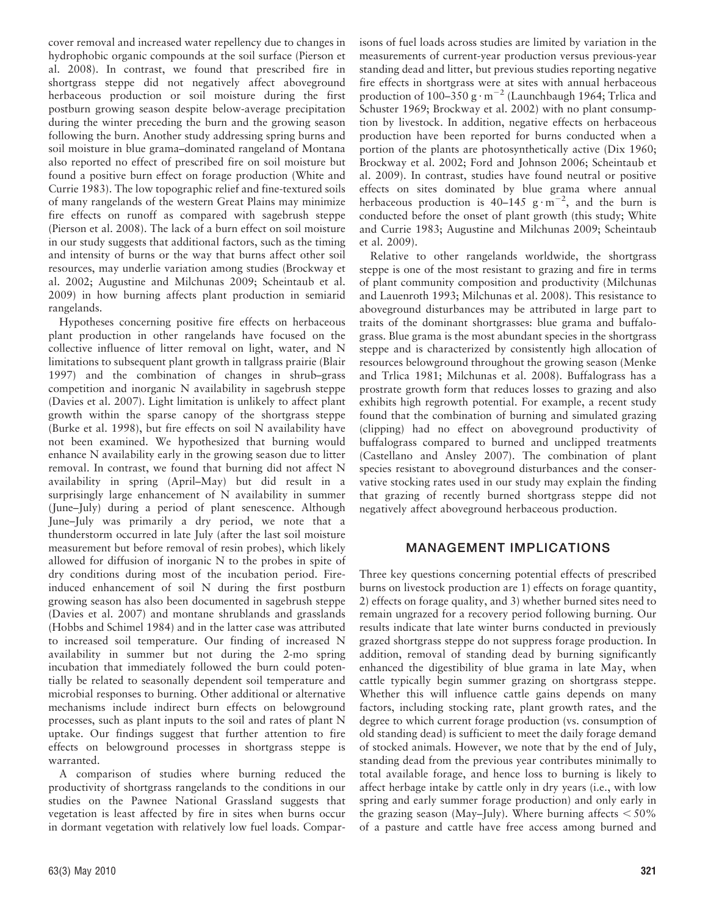cover removal and increased water repellency due to changes in hydrophobic organic compounds at the soil surface (Pierson et al. 2008). In contrast, we found that prescribed fire in shortgrass steppe did not negatively affect aboveground herbaceous production or soil moisture during the first postburn growing season despite below-average precipitation during the winter preceding the burn and the growing season following the burn. Another study addressing spring burns and soil moisture in blue grama–dominated rangeland of Montana also reported no effect of prescribed fire on soil moisture but found a positive burn effect on forage production (White and Currie 1983). The low topographic relief and fine-textured soils of many rangelands of the western Great Plains may minimize fire effects on runoff as compared with sagebrush steppe (Pierson et al. 2008). The lack of a burn effect on soil moisture in our study suggests that additional factors, such as the timing and intensity of burns or the way that burns affect other soil resources, may underlie variation among studies (Brockway et al. 2002; Augustine and Milchunas 2009; Scheintaub et al. 2009) in how burning affects plant production in semiarid rangelands.

Hypotheses concerning positive fire effects on herbaceous plant production in other rangelands have focused on the collective influence of litter removal on light, water, and N limitations to subsequent plant growth in tallgrass prairie (Blair 1997) and the combination of changes in shrub–grass competition and inorganic N availability in sagebrush steppe (Davies et al. 2007). Light limitation is unlikely to affect plant growth within the sparse canopy of the shortgrass steppe (Burke et al. 1998), but fire effects on soil N availability have not been examined. We hypothesized that burning would enhance N availability early in the growing season due to litter removal. In contrast, we found that burning did not affect N availability in spring (April–May) but did result in a surprisingly large enhancement of N availability in summer (June–July) during a period of plant senescence. Although June–July was primarily a dry period, we note that a thunderstorm occurred in late July (after the last soil moisture measurement but before removal of resin probes), which likely allowed for diffusion of inorganic N to the probes in spite of dry conditions during most of the incubation period. Fire-induced enhancement of soil N during the first postburn growing season has also been documented in sagebrush steppe (Davies et al. 2007) and montane shrublands and grasslands (Hobbs and Schimel 1984) and in the latter case was attributed to increased soil temperature. Our finding of increased N availability in summer but not during the 2-mo spring incubation that immediately followed the burn could potentially be related to seasonally dependent soil temperature and microbial responses to burning. Other additional or alternative mechanisms include indirect burn effects on belowground processes, such as plant inputs to the soil and rates of plant N uptake. Our findings suggest that further attention to fire effects on belowground processes in shortgrass steppe is warranted.

A comparison of studies where burning reduced the productivity of shortgrass rangelands to the conditions in our studies on the Pawnee National Grassland suggests that vegetation is least affected by fire in sites when burns occur in dormant vegetation with relatively low fuel loads. Comparisons of fuel loads across studies are limited by variation in the measurements of current-year production versus previous-year standing dead and litter, but previous studies reporting negative fire effects in shortgrass were at sites with annual herbaceous production of 100–350 $g \cdot m^{-2}$ (Launchbaugh 1964; Trlica and Schuster 1969; Brockway et al. 2002) with no plant consumption by livestock. In addition, negative effects on herbaceous production have been reported for burns conducted when a portion of the plants are photosynthetically active (Dix 1960; Brockway et al. 2002; Ford and Johnson 2006; Scheintaub et al. 2009). In contrast, studies have found neutral or positive effects on sites dominated by blue grama where annual herbaceous production is 40–145 $g \cdot m^{-2}$, and the burn is conducted before the onset of plant growth (this study; White and Currie 1983; Augustine and Milchunas 2009; Scheintaub et al. 2009).

Relative to other rangelands worldwide, the shortgrass steppe is one of the most resistant to grazing and fire in terms of plant community composition and productivity (Milchunas and Lauenroth 1993; Milchunas et al. 2008). This resistance to aboveground disturbances may be attributed in large part to traits of the dominant shortgrasses: blue grama and buffalograss. Blue grama is the most abundant species in the shortgrass steppe and is characterized by consistently high allocation of resources belowground throughout the growing season (Menke and Trlica 1981; Milchunas et al. 2008). Buffalograss has a prostrate growth form that reduces losses to grazing and also exhibits high regrowth potential. For example, a recent study found that the combination of burning and simulated grazing (clipping) had no effect on aboveground productivity of buffalograss compared to burned and unclipped treatments (Castellano and Ansley 2007). The combination of plant species resistant to aboveground disturbances and the conservative stocking rates used in our study may explain the finding that grazing of recently burned shortgrass steppe did not negatively affect aboveground herbaceous production.

## MANAGEMENT IMPLICATIONS

Three key questions concerning potential effects of prescribed burns on livestock production are 1) effects on forage quantity, 2) effects on forage quality, and 3) whether burned sites need to remain ungrazed for a recovery period following burning. Our results indicate that late winter burns conducted in previously grazed shortgrass steppe do not suppress forage production. In addition, removal of standing dead by burning significantly enhanced the digestibility of blue grama in late May, when cattle typically begin summer grazing on shortgrass steppe. Whether this will influence cattle gains depends on many factors, including stocking rate, plant growth rates, and the degree to which current forage production (vs. consumption of old standing dead) is sufficient to meet the daily forage demand of stocked animals. However, we note that by the end of July, standing dead from the previous year contributes minimally to total available forage, and hence loss to burning is likely to affect herbage intake by cattle only in dry years (i.e., with low spring and early summer forage production) and only early in the grazing season (May–July). Where burning affects $< 50\%$ of a pasture and cattle have free access among burned and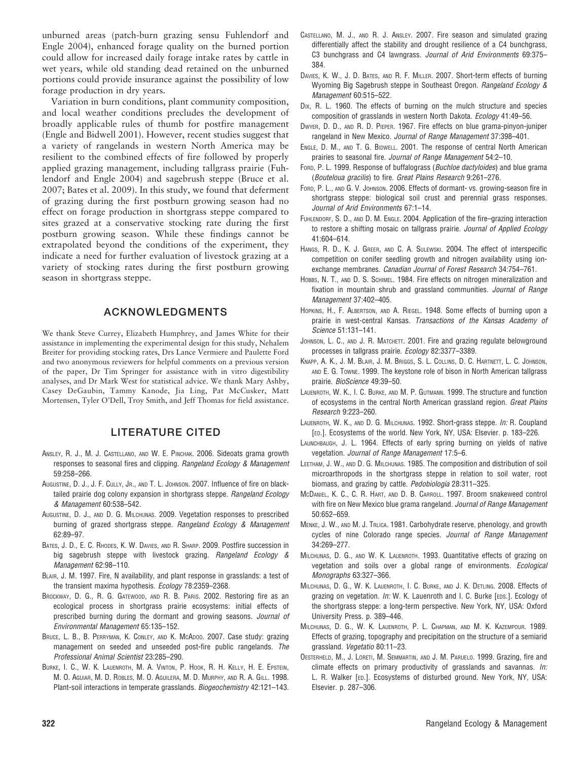unburned areas (patch-burn grazing sensu Fuhlendorf and Engle 2004), enhanced forage quality on the burned portion could allow for increased daily forage intake rates by cattle in wet years, while old standing dead retained on the unburned portions could provide insurance against the possibility of low forage production in dry years.

Variation in burn conditions, plant community composition, and local weather conditions precludes the development of broadly applicable rules of thumb for postfire management (Engle and Bidwell 2001). However, recent studies suggest that a variety of rangelands in western North America may be resilient to the combined effects of fire followed by properly applied grazing management, including tallgrass prairie (Fuhlendorf and Engle 2004) and sagebrush steppe (Bruce et al. 2007; Bates et al. 2009). In this study, we found that deferment of grazing during the first postburn growing season had no effect on forage production in shortgrass steppe compared to sites grazed at a conservative stocking rate during the first postburn growing season. While these findings cannot be extrapolated beyond the conditions of the experiment, they indicate a need for further evaluation of livestock grazing at a variety of stocking rates during the first postburn growing season in shortgrass steppe.

## ACKNOWLEDGMENTS

We thank Steve Currey, Elizabeth Humphrey, and James White for their assistance in implementing the experimental design for this study, Nehalem Breiter for providing stocking rates, Drs Lance Vermiere and Paulette Ford and two anonymous reviewers for helpful comments on a previous version of the paper, Dr Tim Springer for assistance with in vitro digestibility analyses, and Dr Mark West for statistical advice. We thank Mary Ashby, Casey DeGaubin, Tammy Kanode, Jia Ling, Pat McCusker, Matt Mortensen, Tyler O'Dell, Troy Smith, and Jeff Thomas for field assistance.

## LITERATURE CITED

Ansley, R. J., M. J. Castellano, and W. E. Pinchak. 2006. Sideoats grama growth responses to seasonal fires and clipping. *Rangeland Ecology & Management* 59:258–266.

Augustine, D. J., J. F. Cully, Jr., and T. L. Johnson. 2007. Influence of fire on black-tailed prairie dog colony expansion in shortgrass steppe. *Rangeland Ecology & Management* 60:538–542.

Augustine, D. J., and D. G. Milchunas. 2009. Vegetation responses to prescribed burning of grazed shortgrass steppe. *Rangeland Ecology & Management* 62:89–97.

Bates, J. D., E. C. Rhodes, K. W. Davies, and R. Sharp. 2009. Postfire succession in big sagebrush steppe with livestock grazing. *Rangeland Ecology & Management* 62:98–110.

Blair, J. M. 1997. Fire, N availability, and plant response in grasslands: a test of the transient maxima hypothesis. *Ecology* 78:2359–2368.

Brockway, D. G., R. G. Gatewood, and R. B. Paris. 2002. Restoring fire as an ecological process in shortgrass prairie ecosystems: initial effects of prescribed burning during the dormant and growing seasons. *Journal of Environmental Management* 65:135–152.

Bruce, L. B., B. Perryman, K. Conley, and K. McAdoo. 2007. Case study: grazing management on seeded and unseeded post-fire public rangelands. *The Professional Animal Scientist* 23:285–290.

Burke, I. C., W. K. Lauenroth, M. A. Vinton, P. Hook, R. H. Kelly, H. E. Epstein, M. O. Aguiar, M. D. Robles, M. O. Aguilera, M. D. Murphy, and R. A. Gill. 1998. Plant-soil interactions in temperate grasslands. *Biogeochemistry* 42:121–143.

Castellano, M. J., and R. J. Ansley. 2007. Fire season and simulated grazing differentially affect the stability and drought resilience of a C4 bunchgrass, C3 bunchgrass and C4 lawngrass. *Journal of Arid Environments* 69:375–384.

Davies, K. W., J. D. Bates, and R. F. Miller. 2007. Short-term effects of burning Wyoming Big Sagebrush steppe in Southeast Oregon. *Rangeland Ecology & Management* 60:515–522.

Dix, R. L. 1960. The effects of burning on the mulch structure and species composition of grasslands in western North Dakota. *Ecology* 41:49–56.

Dwyer, D. D., and R. D. Pieper. 1967. Fire effects on blue grama-pinyon-juniper rangeland in New Mexico. *Journal of Range Management* 37:398–401.

Engle, D. M., and T. G. Bidwell. 2001. The response of central North American prairies to seasonal fire. *Journal of Range Management* 54:2–10.

Ford, P. L. 1999. Response of buffalograss (*Buchloe dactyloides*) and blue grama (*Bouteloua gracilis*) to fire. *Great Plains Research* 9:261–276.

Ford, P. L., and G. V. Johnson. 2006. Effects of dormant- vs. growing-season fire in shortgrass steppe: biological soil crust and perennial grass responses. *Journal of Arid Environments* 67:1–14.

Fuhlendorf, S. D., and D. M. Engle. 2004. Application of the fire–grazing interaction to restore a shifting mosaic on tallgrass prairie. *Journal of Applied Ecology* 41:604–614.

Hangs, R. D., K. J. Greer, and C. A. Sulewski. 2004. The effect of interspecific competition on conifer seedling growth and nitrogen availability using ion-exchange membranes. *Canadian Journal of Forest Research* 34:754–761.

Hobbs, N. T., and D. S. Schimel. 1984. Fire effects on nitrogen mineralization and fixation in mountain shrub and grassland communities. *Journal of Range Management* 37:402–405.

Hopkins, H., F. Albertson, and A. Riegel. 1948. Some effects of burning upon a prairie in west-central Kansas. *Transactions of the Kansas Academy of Science* 51:131–141.

Johnson, L. C., and J. R. Matchett. 2001. Fire and grazing regulate belowground processes in tallgrass prairie. *Ecology* 82:3377–3389.

Knapp, A. K., J. M. Blair, J. M. Briggs, S. L. Collins, D. C. Hartnett, L. C. Johnson, and E. G. Towne. 1999. The keystone role of bison in North American tallgrass prairie. *BioScience* 49:39–50.

Lauenroth, W. K., I. C. Burke, and M. P. Gutmann. 1999. The structure and function of ecosystems in the central North American grassland region. *Great Plains Research* 9:223–260.

Lauenroth, W. K., and D. G. Milchunas. 1992. Short-grass steppe. *In:* R. Coupland [ed.]. Ecosystems of the world. New York, NY, USA: Elsevier. p. 183–226.

Launchbaugh, J. L. 1964. Effects of early spring burning on yields of native vegetation. *Journal of Range Management* 17:5–6.

Leetham, J. W., and D. G. Milchunas. 1985. The composition and distribution of soil microarthropods in the shortgrass steppe in relation to soil water, root biomass, and grazing by cattle. *Pedobiologia* 28:311–325.

McDaniel, K. C., C. R. Hart, and D. B. Carroll. 1997. Broom snakeweed control with fire on New Mexico blue grama rangeland. *Journal of Range Management* 50:652–659.

Menke, J. W., and M. J. Trlica. 1981. Carbohydrate reserve, phenology, and growth cycles of nine Colorado range species. *Journal of Range Management* 34:269–277.

Milchunas, D. G., and W. K. Lauenroth. 1993. Quantitative effects of grazing on vegetation and soils over a global range of environments. *Ecological Monographs* 63:327–366.

Milchunas, D. G., W. K. Lauenroth, I. C. Burke, and J. K. Detling. 2008. Effects of grazing on vegetation. *In:* W. K. Lauenroth and I. C. Burke [eds.]. Ecology of the shortgrass steppe: a long-term perspective. New York, NY, USA: Oxford University Press. p. 389–446.

Milchunas, D. G., W. K. Lauenroth, P. L. Chapman, and M. K. Kazempour. 1989. Effects of grazing, topography and precipitation on the structure of a semiarid grassland. *Vegetatio* 80:11–23.

Oesterheld, M., J. Loreti, M. Semmartin, and J. M. Paruelo. 1999. Grazing, fire and climate effects on primary productivity of grasslands and savannas. *In:* L. R. Walker [ed.]. Ecosystems of disturbed ground. New York, NY, USA: Elsevier. p. 287–306.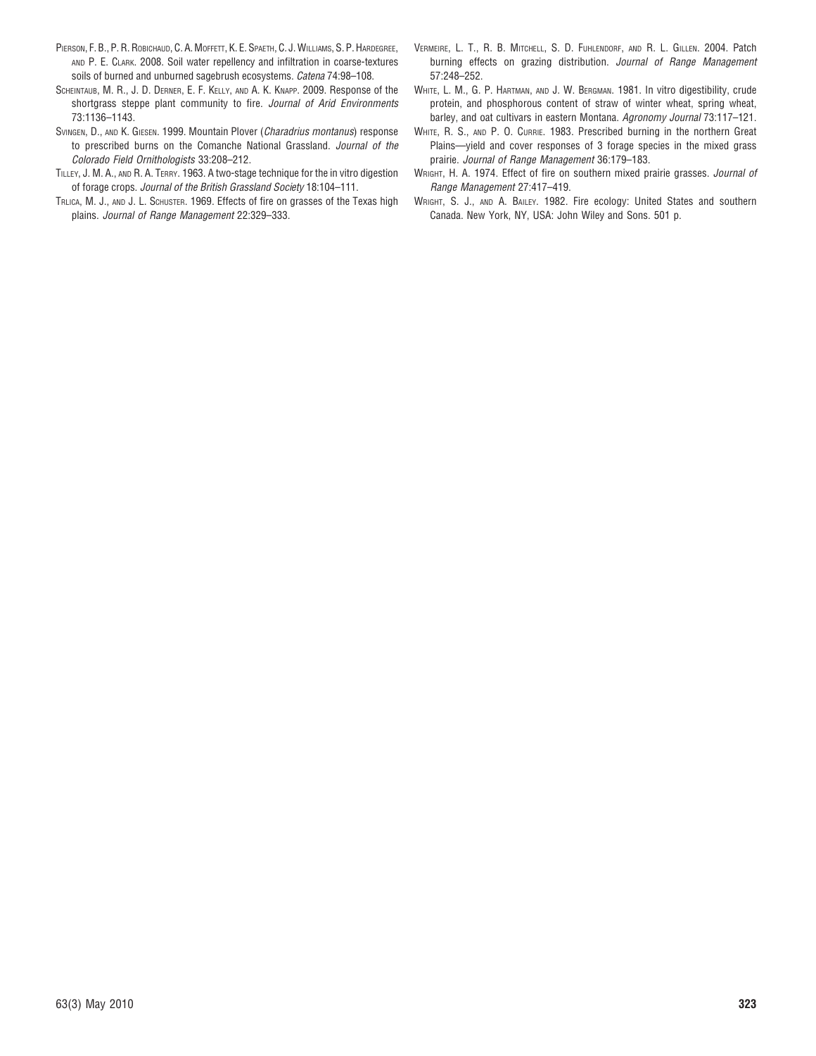Pierson, F. B., P. R. Robichaud, C. A. Moffett, K. E. Spaeth, C. J. Williams, S. P. Hardegree, and P. E. Clark. 2008. Soil water repellency and infiltration in coarse-textures soils of burned and unburned sagebrush ecosystems. *Catena* 74:98–108.

Scheintaub, M. R., J. D. Derner, E. F. Kelly, and A. K. Knapp. 2009. Response of the shortgrass steppe plant community to fire. *Journal of Arid Environments* 73:1136–1143.

Svingen, D., and K. Giesen. 1999. Mountain Plover (*Charadrius montanus*) response to prescribed burns on the Comanche National Grassland. *Journal of the Colorado Field Ornithologists* 33:208–212.

Tilley, J. M. A., and R. A. Terry. 1963. A two-stage technique for the in vitro digestion of forage crops. *Journal of the British Grassland Society* 18:104–111.

Trlica, M. J., and J. L. Schuster. 1969. Effects of fire on grasses of the Texas high plains. *Journal of Range Management* 22:329–333.

Vermeire, L. T., R. B. Mitchell, S. D. Fuhlendorf, and R. L. Gillen. 2004. Patch burning effects on grazing distribution. *Journal of Range Management* 57:248–252.

White, L. M., G. P. Hartman, and J. W. Bergman. 1981. In vitro digestibility, crude protein, and phosphorous content of straw of winter wheat, spring wheat, barley, and oat cultivars in eastern Montana. *Agronomy Journal* 73:117–121.

White, R. S., and P. O. Currie. 1983. Prescribed burning in the northern Great Plains—yield and cover responses of 3 forage species in the mixed grass prairie. *Journal of Range Management* 36:179–183.

Wright, H. A. 1974. Effect of fire on southern mixed prairie grasses. *Journal of Range Management* 27:417–419.

Wright, S. J., and A. Bailey. 1982. Fire ecology: United States and southern Canada. New York, NY, USA: John Wiley and Sons. 501 p.